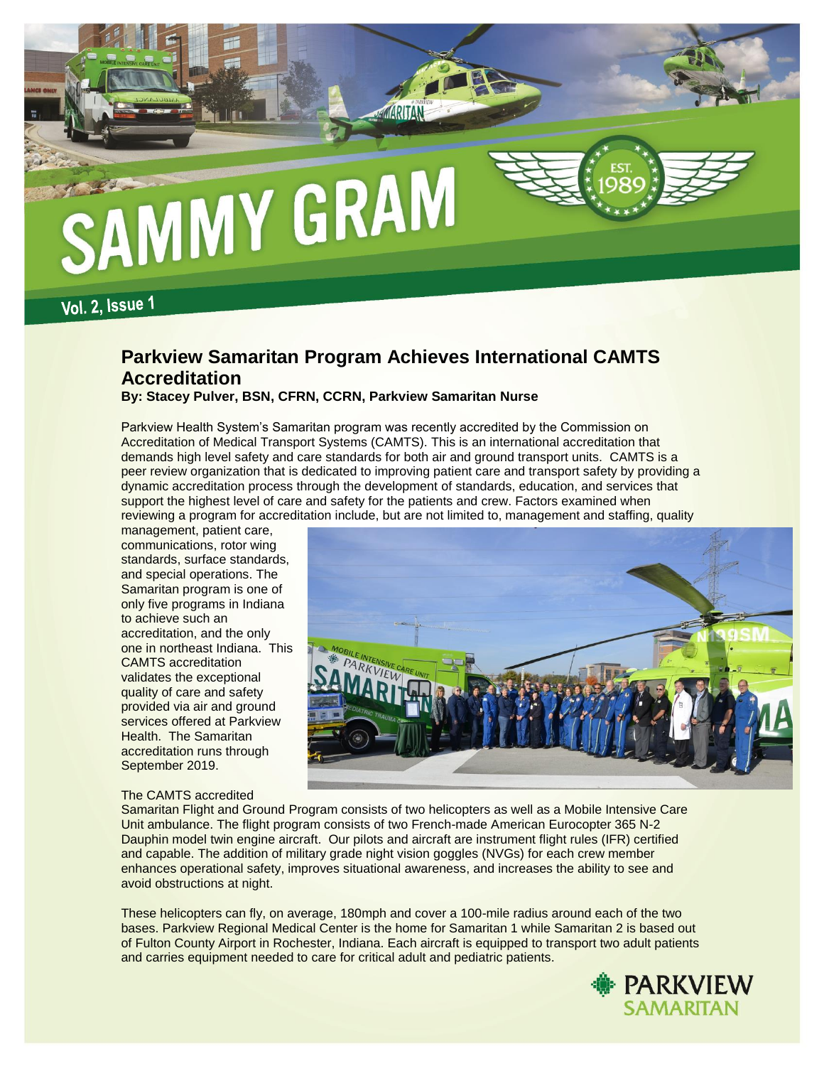# SAMMY GRAM

Vol. 2, Issue 1

## Parkview Samaritan Program Achieves International CAMTS Accreditation

**By: Stacey Pulver, BSN, CFRN, CCRN, Parkview Samaritan Nurse**

Parkview Health System's Samaritan program was recently accredited by the Commission on Accreditation of Medical Transport Systems (CAMTS). This is an international accreditation that demands high level safety and care standards for both air and ground transport units. CAMTS is a peer review organization that is dedicated to improving patient care and transport safety by providing a dynamic accreditation process through the development of standards, education, and services that support the highest level of care and safety for the patients and crew. Factors examined when reviewing a program for accreditation include, but are not limited to, management and staffing, quality management, patient care, communications, rotor wing standards, surface standards, and special operations. The Samaritan program is one of only five programs in Indiana to achieve such an accreditation, and the only one in northeast Indiana. This CAMTS accreditation validates the exceptional quality of care and safety provided via air and ground services offered at Parkview Health. The Samaritan accreditation runs through September 2019.

The CAMTS accredited Samaritan Flight and Ground Program consists of two helicopters as well as a Mobile Intensive Care Unit ambulance. The flight program consists of two French-made American Eurocopter 365 N-2 Dauphin model twin engine aircraft. Our pilots and aircraft are instrument flight rules (IFR) certified and capable. The addition of military grade night vision goggles (NVGs) for each crew member enhances operational safety, improves situational awareness, and increases the ability to see and avoid obstructions at night.

These helicopters can fly, on average, 180mph and cover a 100-mile radius around each of the two bases. Parkview Regional Medical Center is the home for Samaritan 1 while Samaritan 2 is based out of Fulton County Airport in Rochester, Indiana. Each aircraft is equipped to transport two adult patients and carries equipment needed to care for critical adult and pediatric patients.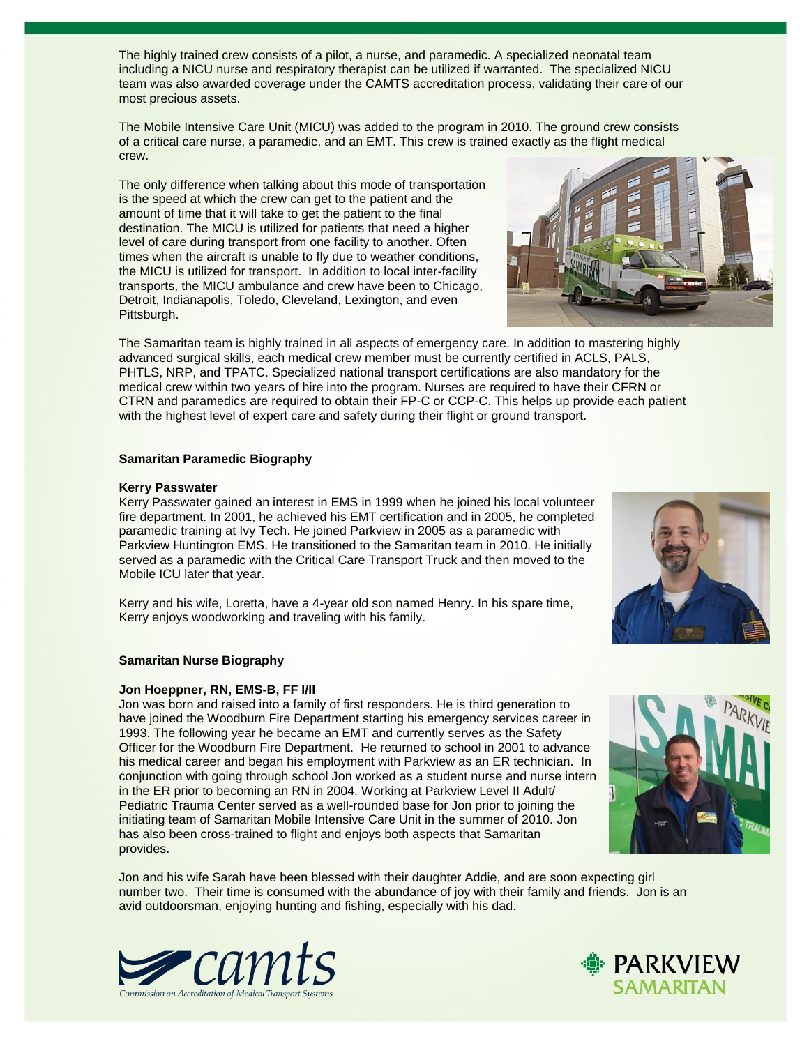The highly trained crew consists of a pilot, a nurse, and paramedic. A specialized neonatal team including a NICU nurse and respiratory therapist can be utilized if warranted. The specialized NICU team was also awarded coverage under the CAMTS accreditation process, validating their care of our most precious assets.

The Mobile Intensive Care Unit (MICU) was added to the program in 2010. The ground crew consists of a critical care nurse, a paramedic, and an EMT. This crew is trained exactly as the flight medical crew.

The only difference when talking about this mode of transportation is the speed at which the crew can get to the patient and the amount of time that it will take to get the patient to the final destination. The MICU is utilized for patients that need a higher level of care during transport from one facility to another. Often times when the aircraft is unable to fly due to weather conditions, the MICU is utilized for transport. In addition to local inter-facility transports, the MICU ambulance and crew have been to Chicago, Detroit, Indianapolis, Toledo, Cleveland, Lexington, and even Pittsburgh.

The Samaritan team is highly trained in all aspects of emergency care. In addition to mastering highly advanced surgical skills, each medical crew member must be currently certified in ACLS, PALS, PHTLS, NRP, and TPATC. Specialized national transport certifications are also mandatory for the medical crew within two years of hire into the program. Nurses are required to have their CFRN or CTRN and paramedics are required to obtain their FP-C or CCP-C. This helps up provide each patient with the highest level of expert care and safety during their flight or ground transport.

**Samaritan Paramedic Biography**

**Kerry Passwater**

Kerry Passwater gained an interest in EMS in 1999 when he joined his local volunteer fire department. In 2001, he achieved his EMT certification and in 2005, he completed paramedic training at Ivy Tech. He joined Parkview in 2005 as a paramedic with Parkview Huntington EMS. He transitioned to the Samaritan team in 2010. He initially served as a paramedic with the Critical Care Transport Truck and then moved to the Mobile ICU later that year.

Kerry and his wife, Loretta, have a 4-year old son named Henry. In his spare time, Kerry enjoys woodworking and traveling with his family.

**Samaritan Nurse Biography**

**Jon Hoeppner, RN, EMS-B, FF I/II**

Jon was born and raised into a family of first responders. He is third generation to have joined the Woodburn Fire Department starting his emergency services career in 1993. The following year he became an EMT and currently serves as the Safety Officer for the Woodburn Fire Department. He returned to school in 2001 to advance his medical career and began his employment with Parkview as an ER technician. In conjunction with going through school Jon worked as a student nurse and nurse intern in the ER prior to becoming an RN in 2004. Working at Parkview Level II Adult/ Pediatric Trauma Center served as a well-rounded base for Jon prior to joining the initiating team of Samaritan Mobile Intensive Care Unit in the summer of 2010. Jon has also been cross-trained to flight and enjoys both aspects that Samaritan provides.

Jon and his wife Sarah have been blessed with their daughter Addie, and are soon expecting girl number two. Their time is consumed with the abundance of joy with their family and friends. Jon is an avid outdoorsman, enjoying hunting and fishing, especially with his dad.

camts
Commission on Accreditation of Medical Transport Systems

PARKVIEW
SAMARITAN